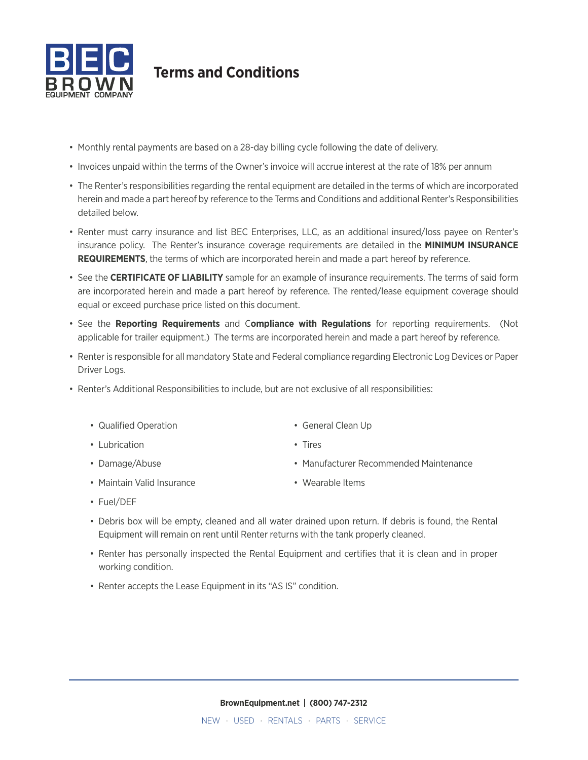# Terms and Conditions

- Monthly rental payments are based on a 28-day billing cycle following the date of delivery.
- Invoices unpaid within the terms of the Owner's invoice will accrue interest at the rate of 18% per annum
- The Renter's responsibilities regarding the rental equipment are detailed in the terms of which are incorporated herein and made a part hereof by reference to the Terms and Conditions and additional Renter's Responsibilities detailed below.
- Renter must carry insurance and list BEC Enterprises, LLC, as an additional insured/loss payee on Renter's insurance policy. The Renter's insurance coverage requirements are detailed in the **MINIMUM INSURANCE REQUIREMENTS**, the terms of which are incorporated herein and made a part hereof by reference.
- See the **CERTIFICATE OF LIABILITY** sample for an example of insurance requirements. The terms of said form are incorporated herein and made a part hereof by reference. The rented/lease equipment coverage should equal or exceed purchase price listed on this document.
- See the **Reporting Requirements** and C**ompliance with Regulations** for reporting requirements. (Not applicable for trailer equipment.) The terms are incorporated herein and made a part hereof by reference.
- Renter is responsible for all mandatory State and Federal compliance regarding Electronic Log Devices or Paper Driver Logs.
- Renter's Additional Responsibilities to include, but are not exclusive of all responsibilities:
  - Qualified Operation
  - Lubrication
  - Damage/Abuse
  - Maintain Valid Insurance
  - Fuel/DEF
  - General Clean Up
  - Tires
  - Manufacturer Recommended Maintenance
  - Wearable Items
  - Debris box will be empty, cleaned and all water drained upon return. If debris is found, the Rental Equipment will remain on rent until Renter returns with the tank properly cleaned.
  - Renter has personally inspected the Rental Equipment and certifies that it is clean and in proper working condition.
  - Renter accepts the Lease Equipment in its "AS IS" condition.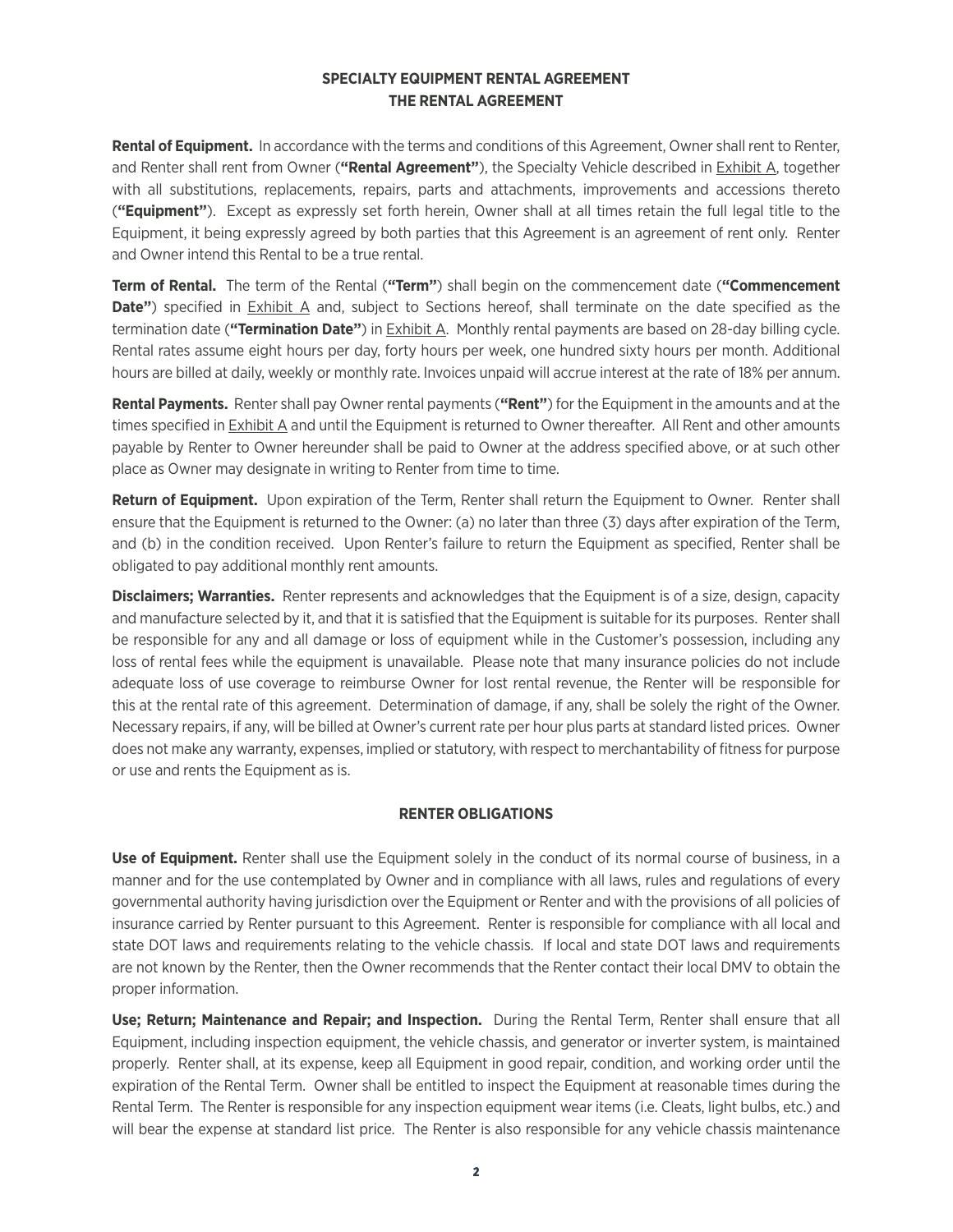## SPECIALTY EQUIPMENT RENTAL AGREEMENT
## THE RENTAL AGREEMENT

**Rental of Equipment.** In accordance with the terms and conditions of this Agreement, Owner shall rent to Renter, and Renter shall rent from Owner (**"Rental Agreement"**), the Specialty Vehicle described in Exhibit A, together with all substitutions, replacements, repairs, parts and attachments, improvements and accessions thereto (**"Equipment"**). Except as expressly set forth herein, Owner shall at all times retain the full legal title to the Equipment, it being expressly agreed by both parties that this Agreement is an agreement of rent only. Renter and Owner intend this Rental to be a true rental.

**Term of Rental.** The term of the Rental (**"Term"**) shall begin on the commencement date (**"Commencement Date"**) specified in Exhibit A and, subject to Sections hereof, shall terminate on the date specified as the termination date (**"Termination Date"**) in Exhibit A. Monthly rental payments are based on 28-day billing cycle. Rental rates assume eight hours per day, forty hours per week, one hundred sixty hours per month. Additional hours are billed at daily, weekly or monthly rate. Invoices unpaid will accrue interest at the rate of 18% per annum.

**Rental Payments.** Renter shall pay Owner rental payments (**"Rent"**) for the Equipment in the amounts and at the times specified in Exhibit A and until the Equipment is returned to Owner thereafter. All Rent and other amounts payable by Renter to Owner hereunder shall be paid to Owner at the address specified above, or at such other place as Owner may designate in writing to Renter from time to time.

**Return of Equipment.** Upon expiration of the Term, Renter shall return the Equipment to Owner. Renter shall ensure that the Equipment is returned to the Owner: (a) no later than three (3) days after expiration of the Term, and (b) in the condition received. Upon Renter's failure to return the Equipment as specified, Renter shall be obligated to pay additional monthly rent amounts.

**Disclaimers; Warranties.** Renter represents and acknowledges that the Equipment is of a size, design, capacity and manufacture selected by it, and that it is satisfied that the Equipment is suitable for its purposes. Renter shall be responsible for any and all damage or loss of equipment while in the Customer's possession, including any loss of rental fees while the equipment is unavailable. Please note that many insurance policies do not include adequate loss of use coverage to reimburse Owner for lost rental revenue, the Renter will be responsible for this at the rental rate of this agreement. Determination of damage, if any, shall be solely the right of the Owner. Necessary repairs, if any, will be billed at Owner's current rate per hour plus parts at standard listed prices. Owner does not make any warranty, expenses, implied or statutory, with respect to merchantability of fitness for purpose or use and rents the Equipment as is.

## RENTER OBLIGATIONS

**Use of Equipment.** Renter shall use the Equipment solely in the conduct of its normal course of business, in a manner and for the use contemplated by Owner and in compliance with all laws, rules and regulations of every governmental authority having jurisdiction over the Equipment or Renter and with the provisions of all policies of insurance carried by Renter pursuant to this Agreement. Renter is responsible for compliance with all local and state DOT laws and requirements relating to the vehicle chassis. If local and state DOT laws and requirements are not known by the Renter, then the Owner recommends that the Renter contact their local DMV to obtain the proper information.

**Use; Return; Maintenance and Repair; and Inspection.** During the Rental Term, Renter shall ensure that all Equipment, including inspection equipment, the vehicle chassis, and generator or inverter system, is maintained properly. Renter shall, at its expense, keep all Equipment in good repair, condition, and working order until the expiration of the Rental Term. Owner shall be entitled to inspect the Equipment at reasonable times during the Rental Term. The Renter is responsible for any inspection equipment wear items (i.e. Cleats, light bulbs, etc.) and will bear the expense at standard list price. The Renter is also responsible for any vehicle chassis maintenance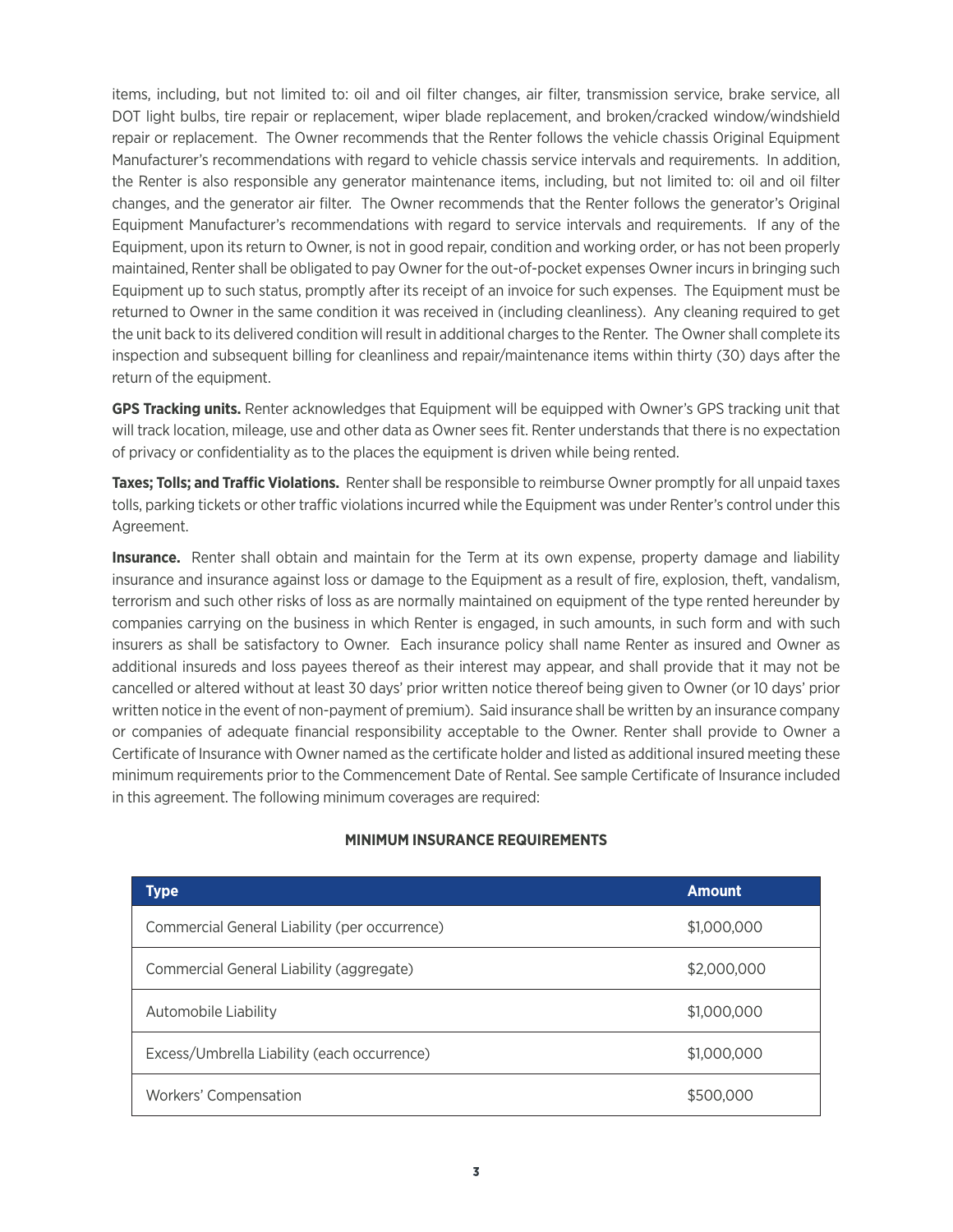items, including, but not limited to: oil and oil filter changes, air filter, transmission service, brake service, all DOT light bulbs, tire repair or replacement, wiper blade replacement, and broken/cracked window/windshield repair or replacement. The Owner recommends that the Renter follows the vehicle chassis Original Equipment Manufacturer's recommendations with regard to vehicle chassis service intervals and requirements. In addition, the Renter is also responsible any generator maintenance items, including, but not limited to: oil and oil filter changes, and the generator air filter. The Owner recommends that the Renter follows the generator's Original Equipment Manufacturer's recommendations with regard to service intervals and requirements. If any of the Equipment, upon its return to Owner, is not in good repair, condition and working order, or has not been properly maintained, Renter shall be obligated to pay Owner for the out-of-pocket expenses Owner incurs in bringing such Equipment up to such status, promptly after its receipt of an invoice for such expenses. The Equipment must be returned to Owner in the same condition it was received in (including cleanliness). Any cleaning required to get the unit back to its delivered condition will result in additional charges to the Renter. The Owner shall complete its inspection and subsequent billing for cleanliness and repair/maintenance items within thirty (30) days after the return of the equipment.

**GPS Tracking units.** Renter acknowledges that Equipment will be equipped with Owner's GPS tracking unit that will track location, mileage, use and other data as Owner sees fit. Renter understands that there is no expectation of privacy or confidentiality as to the places the equipment is driven while being rented.

**Taxes; Tolls; and Traffic Violations.** Renter shall be responsible to reimburse Owner promptly for all unpaid taxes tolls, parking tickets or other traffic violations incurred while the Equipment was under Renter's control under this Agreement.

**Insurance.** Renter shall obtain and maintain for the Term at its own expense, property damage and liability insurance and insurance against loss or damage to the Equipment as a result of fire, explosion, theft, vandalism, terrorism and such other risks of loss as are normally maintained on equipment of the type rented hereunder by companies carrying on the business in which Renter is engaged, in such amounts, in such form and with such insurers as shall be satisfactory to Owner. Each insurance policy shall name Renter as insured and Owner as additional insureds and loss payees thereof as their interest may appear, and shall provide that it may not be cancelled or altered without at least 30 days' prior written notice thereof being given to Owner (or 10 days' prior written notice in the event of non-payment of premium). Said insurance shall be written by an insurance company or companies of adequate financial responsibility acceptable to the Owner. Renter shall provide to Owner a Certificate of Insurance with Owner named as the certificate holder and listed as additional insured meeting these minimum requirements prior to the Commencement Date of Rental. See sample Certificate of Insurance included in this agreement. The following minimum coverages are required:

**MINIMUM INSURANCE REQUIREMENTS**

| Type | Amount |
|---|---|
| Commercial General Liability (per occurrence) | $1,000,000 |
| Commercial General Liability (aggregate) | $2,000,000 |
| Automobile Liability | $1,000,000 |
| Excess/Umbrella Liability (each occurrence) | $1,000,000 |
| Workers' Compensation | $500,000 |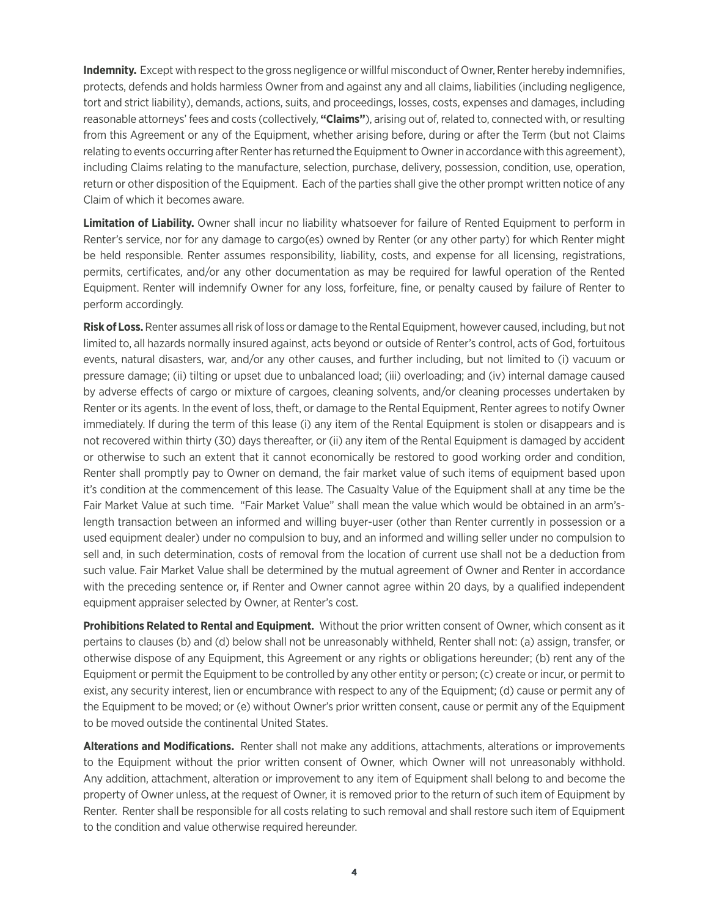**Indemnity.** Except with respect to the gross negligence or willful misconduct of Owner, Renter hereby indemnifies, protects, defends and holds harmless Owner from and against any and all claims, liabilities (including negligence, tort and strict liability), demands, actions, suits, and proceedings, losses, costs, expenses and damages, including reasonable attorneys' fees and costs (collectively, **"Claims"**), arising out of, related to, connected with, or resulting from this Agreement or any of the Equipment, whether arising before, during or after the Term (but not Claims relating to events occurring after Renter has returned the Equipment to Owner in accordance with this agreement), including Claims relating to the manufacture, selection, purchase, delivery, possession, condition, use, operation, return or other disposition of the Equipment. Each of the parties shall give the other prompt written notice of any Claim of which it becomes aware.

**Limitation of Liability.** Owner shall incur no liability whatsoever for failure of Rented Equipment to perform in Renter's service, nor for any damage to cargo(es) owned by Renter (or any other party) for which Renter might be held responsible. Renter assumes responsibility, liability, costs, and expense for all licensing, registrations, permits, certificates, and/or any other documentation as may be required for lawful operation of the Rented Equipment. Renter will indemnify Owner for any loss, forfeiture, fine, or penalty caused by failure of Renter to perform accordingly.

**Risk of Loss.** Renter assumes all risk of loss or damage to the Rental Equipment, however caused, including, but not limited to, all hazards normally insured against, acts beyond or outside of Renter's control, acts of God, fortuitous events, natural disasters, war, and/or any other causes, and further including, but not limited to (i) vacuum or pressure damage; (ii) tilting or upset due to unbalanced load; (iii) overloading; and (iv) internal damage caused by adverse effects of cargo or mixture of cargoes, cleaning solvents, and/or cleaning processes undertaken by Renter or its agents. In the event of loss, theft, or damage to the Rental Equipment, Renter agrees to notify Owner immediately. If during the term of this lease (i) any item of the Rental Equipment is stolen or disappears and is not recovered within thirty (30) days thereafter, or (ii) any item of the Rental Equipment is damaged by accident or otherwise to such an extent that it cannot economically be restored to good working order and condition, Renter shall promptly pay to Owner on demand, the fair market value of such items of equipment based upon it's condition at the commencement of this lease. The Casualty Value of the Equipment shall at any time be the Fair Market Value at such time. "Fair Market Value" shall mean the value which would be obtained in an arm's-length transaction between an informed and willing buyer-user (other than Renter currently in possession or a used equipment dealer) under no compulsion to buy, and an informed and willing seller under no compulsion to sell and, in such determination, costs of removal from the location of current use shall not be a deduction from such value. Fair Market Value shall be determined by the mutual agreement of Owner and Renter in accordance with the preceding sentence or, if Renter and Owner cannot agree within 20 days, by a qualified independent equipment appraiser selected by Owner, at Renter's cost.

**Prohibitions Related to Rental and Equipment.** Without the prior written consent of Owner, which consent as it pertains to clauses (b) and (d) below shall not be unreasonably withheld, Renter shall not: (a) assign, transfer, or otherwise dispose of any Equipment, this Agreement or any rights or obligations hereunder; (b) rent any of the Equipment or permit the Equipment to be controlled by any other entity or person; (c) create or incur, or permit to exist, any security interest, lien or encumbrance with respect to any of the Equipment; (d) cause or permit any of the Equipment to be moved; or (e) without Owner's prior written consent, cause or permit any of the Equipment to be moved outside the continental United States.

**Alterations and Modifications.** Renter shall not make any additions, attachments, alterations or improvements to the Equipment without the prior written consent of Owner, which Owner will not unreasonably withhold. Any addition, attachment, alteration or improvement to any item of Equipment shall belong to and become the property of Owner unless, at the request of Owner, it is removed prior to the return of such item of Equipment by Renter. Renter shall be responsible for all costs relating to such removal and shall restore such item of Equipment to the condition and value otherwise required hereunder.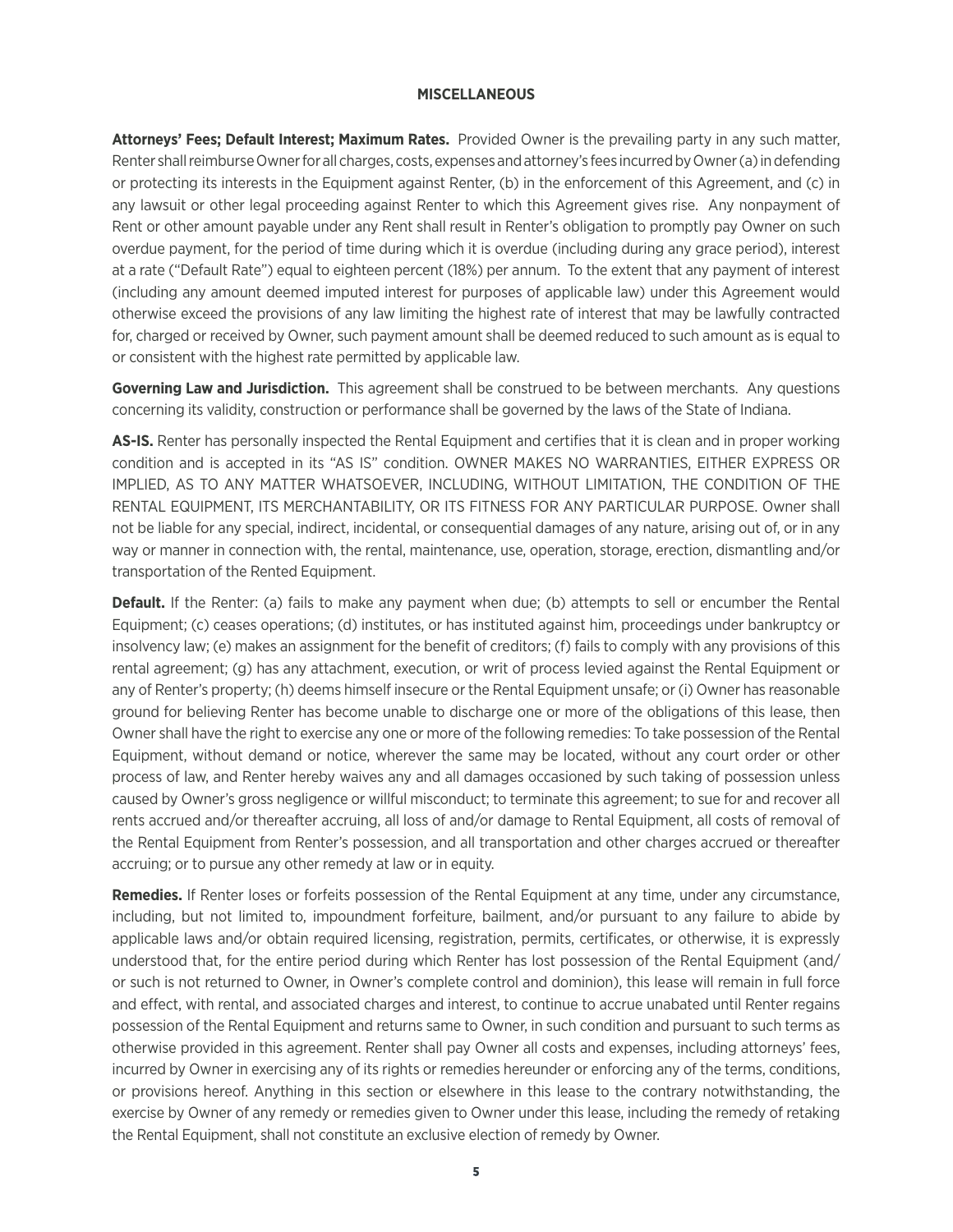## MISCELLANEOUS

**Attorneys' Fees; Default Interest; Maximum Rates.** Provided Owner is the prevailing party in any such matter, Renter shall reimburse Owner for all charges, costs, expenses and attorney's fees incurred by Owner (a) in defending or protecting its interests in the Equipment against Renter, (b) in the enforcement of this Agreement, and (c) in any lawsuit or other legal proceeding against Renter to which this Agreement gives rise. Any nonpayment of Rent or other amount payable under any Rent shall result in Renter's obligation to promptly pay Owner on such overdue payment, for the period of time during which it is overdue (including during any grace period), interest at a rate ("Default Rate") equal to eighteen percent (18%) per annum. To the extent that any payment of interest (including any amount deemed imputed interest for purposes of applicable law) under this Agreement would otherwise exceed the provisions of any law limiting the highest rate of interest that may be lawfully contracted for, charged or received by Owner, such payment amount shall be deemed reduced to such amount as is equal to or consistent with the highest rate permitted by applicable law.

**Governing Law and Jurisdiction.** This agreement shall be construed to be between merchants. Any questions concerning its validity, construction or performance shall be governed by the laws of the State of Indiana.

**AS-IS.** Renter has personally inspected the Rental Equipment and certifies that it is clean and in proper working condition and is accepted in its "AS IS" condition. OWNER MAKES NO WARRANTIES, EITHER EXPRESS OR IMPLIED, AS TO ANY MATTER WHATSOEVER, INCLUDING, WITHOUT LIMITATION, THE CONDITION OF THE RENTAL EQUIPMENT, ITS MERCHANTABILITY, OR ITS FITNESS FOR ANY PARTICULAR PURPOSE. Owner shall not be liable for any special, indirect, incidental, or consequential damages of any nature, arising out of, or in any way or manner in connection with, the rental, maintenance, use, operation, storage, erection, dismantling and/or transportation of the Rented Equipment.

**Default.** If the Renter: (a) fails to make any payment when due; (b) attempts to sell or encumber the Rental Equipment; (c) ceases operations; (d) institutes, or has instituted against him, proceedings under bankruptcy or insolvency law; (e) makes an assignment for the benefit of creditors; (f) fails to comply with any provisions of this rental agreement; (g) has any attachment, execution, or writ of process levied against the Rental Equipment or any of Renter's property; (h) deems himself insecure or the Rental Equipment unsafe; or (i) Owner has reasonable ground for believing Renter has become unable to discharge one or more of the obligations of this lease, then Owner shall have the right to exercise any one or more of the following remedies: To take possession of the Rental Equipment, without demand or notice, wherever the same may be located, without any court order or other process of law, and Renter hereby waives any and all damages occasioned by such taking of possession unless caused by Owner's gross negligence or willful misconduct; to terminate this agreement; to sue for and recover all rents accrued and/or thereafter accruing, all loss of and/or damage to Rental Equipment, all costs of removal of the Rental Equipment from Renter's possession, and all transportation and other charges accrued or thereafter accruing; or to pursue any other remedy at law or in equity.

**Remedies.** If Renter loses or forfeits possession of the Rental Equipment at any time, under any circumstance, including, but not limited to, impoundment forfeiture, bailment, and/or pursuant to any failure to abide by applicable laws and/or obtain required licensing, registration, permits, certificates, or otherwise, it is expressly understood that, for the entire period during which Renter has lost possession of the Rental Equipment (and/or such is not returned to Owner, in Owner's complete control and dominion), this lease will remain in full force and effect, with rental, and associated charges and interest, to continue to accrue unabated until Renter regains possession of the Rental Equipment and returns same to Owner, in such condition and pursuant to such terms as otherwise provided in this agreement. Renter shall pay Owner all costs and expenses, including attorneys' fees, incurred by Owner in exercising any of its rights or remedies hereunder or enforcing any of the terms, conditions, or provisions hereof. Anything in this section or elsewhere in this lease to the contrary notwithstanding, the exercise by Owner of any remedy or remedies given to Owner under this lease, including the remedy of retaking the Rental Equipment, shall not constitute an exclusive election of remedy by Owner.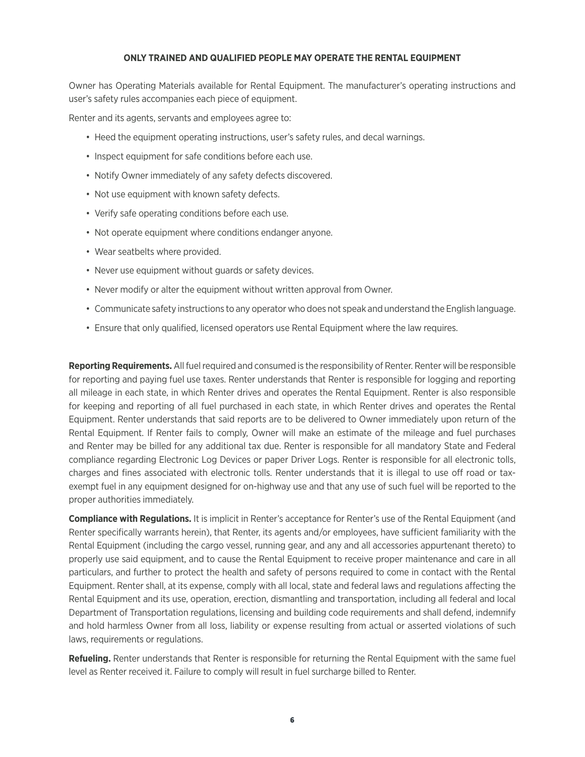**ONLY TRAINED AND QUALIFIED PEOPLE MAY OPERATE THE RENTAL EQUIPMENT**

Owner has Operating Materials available for Rental Equipment. The manufacturer's operating instructions and user's safety rules accompanies each piece of equipment.

Renter and its agents, servants and employees agree to:

- Heed the equipment operating instructions, user's safety rules, and decal warnings.
- Inspect equipment for safe conditions before each use.
- Notify Owner immediately of any safety defects discovered.
- Not use equipment with known safety defects.
- Verify safe operating conditions before each use.
- Not operate equipment where conditions endanger anyone.
- Wear seatbelts where provided.
- Never use equipment without guards or safety devices.
- Never modify or alter the equipment without written approval from Owner.
- Communicate safety instructions to any operator who does not speak and understand the English language.
- Ensure that only qualified, licensed operators use Rental Equipment where the law requires.

**Reporting Requirements.** All fuel required and consumed is the responsibility of Renter. Renter will be responsible for reporting and paying fuel use taxes. Renter understands that Renter is responsible for logging and reporting all mileage in each state, in which Renter drives and operates the Rental Equipment. Renter is also responsible for keeping and reporting of all fuel purchased in each state, in which Renter drives and operates the Rental Equipment. Renter understands that said reports are to be delivered to Owner immediately upon return of the Rental Equipment. If Renter fails to comply, Owner will make an estimate of the mileage and fuel purchases and Renter may be billed for any additional tax due. Renter is responsible for all mandatory State and Federal compliance regarding Electronic Log Devices or paper Driver Logs. Renter is responsible for all electronic tolls, charges and fines associated with electronic tolls. Renter understands that it is illegal to use off road or tax-exempt fuel in any equipment designed for on-highway use and that any use of such fuel will be reported to the proper authorities immediately.

**Compliance with Regulations.** It is implicit in Renter's acceptance for Renter's use of the Rental Equipment (and Renter specifically warrants herein), that Renter, its agents and/or employees, have sufficient familiarity with the Rental Equipment (including the cargo vessel, running gear, and any and all accessories appurtenant thereto) to properly use said equipment, and to cause the Rental Equipment to receive proper maintenance and care in all particulars, and further to protect the health and safety of persons required to come in contact with the Rental Equipment. Renter shall, at its expense, comply with all local, state and federal laws and regulations affecting the Rental Equipment and its use, operation, erection, dismantling and transportation, including all federal and local Department of Transportation regulations, licensing and building code requirements and shall defend, indemnify and hold harmless Owner from all loss, liability or expense resulting from actual or asserted violations of such laws, requirements or regulations.

**Refueling.** Renter understands that Renter is responsible for returning the Rental Equipment with the same fuel level as Renter received it. Failure to comply will result in fuel surcharge billed to Renter.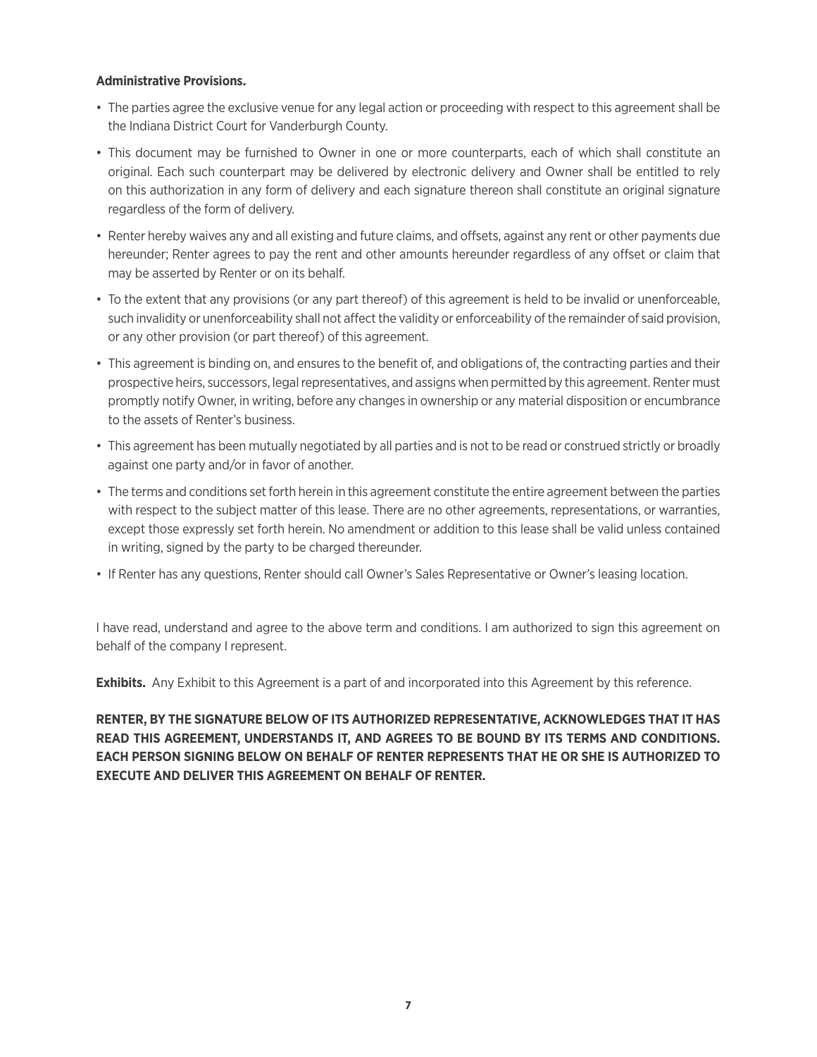**Administrative Provisions.**

- The parties agree the exclusive venue for any legal action or proceeding with respect to this agreement shall be the Indiana District Court for Vanderburgh County.
- This document may be furnished to Owner in one or more counterparts, each of which shall constitute an original. Each such counterpart may be delivered by electronic delivery and Owner shall be entitled to rely on this authorization in any form of delivery and each signature thereon shall constitute an original signature regardless of the form of delivery.
- Renter hereby waives any and all existing and future claims, and offsets, against any rent or other payments due hereunder; Renter agrees to pay the rent and other amounts hereunder regardless of any offset or claim that may be asserted by Renter or on its behalf.
- To the extent that any provisions (or any part thereof) of this agreement is held to be invalid or unenforceable, such invalidity or unenforceability shall not affect the validity or enforceability of the remainder of said provision, or any other provision (or part thereof) of this agreement.
- This agreement is binding on, and ensures to the benefit of, and obligations of, the contracting parties and their prospective heirs, successors, legal representatives, and assigns when permitted by this agreement. Renter must promptly notify Owner, in writing, before any changes in ownership or any material disposition or encumbrance to the assets of Renter's business.
- This agreement has been mutually negotiated by all parties and is not to be read or construed strictly or broadly against one party and/or in favor of another.
- The terms and conditions set forth herein in this agreement constitute the entire agreement between the parties with respect to the subject matter of this lease. There are no other agreements, representations, or warranties, except those expressly set forth herein. No amendment or addition to this lease shall be valid unless contained in writing, signed by the party to be charged thereunder.
- If Renter has any questions, Renter should call Owner's Sales Representative or Owner's leasing location.

I have read, understand and agree to the above term and conditions. I am authorized to sign this agreement on behalf of the company I represent.

**Exhibits.** Any Exhibit to this Agreement is a part of and incorporated into this Agreement by this reference.

**RENTER, BY THE SIGNATURE BELOW OF ITS AUTHORIZED REPRESENTATIVE, ACKNOWLEDGES THAT IT HAS READ THIS AGREEMENT, UNDERSTANDS IT, AND AGREES TO BE BOUND BY ITS TERMS AND CONDITIONS. EACH PERSON SIGNING BELOW ON BEHALF OF RENTER REPRESENTS THAT HE OR SHE IS AUTHORIZED TO EXECUTE AND DELIVER THIS AGREEMENT ON BEHALF OF RENTER.**